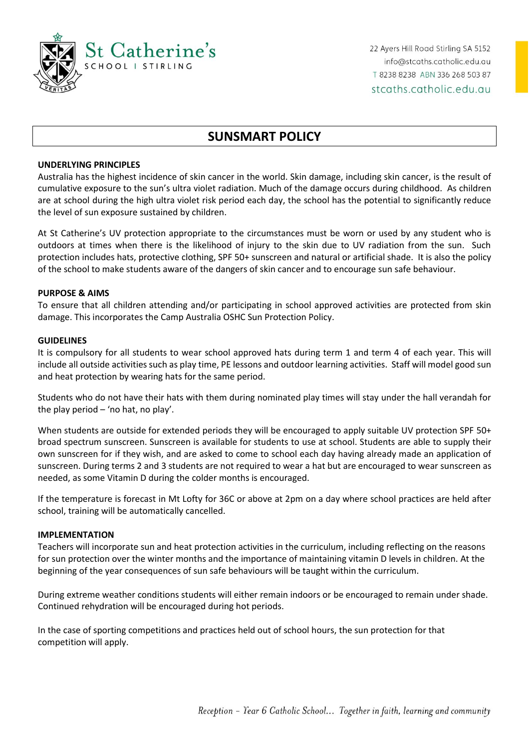St Catherine's SCHOOL | STIRLING

22 Ayers Hill Road Stirling SA 5152
info@stcaths.catholic.edu.au
T 8238 8238 ABN 336 268 503 87
stcaths.catholic.edu.au

# SUNSMART POLICY

**UNDERLYING PRINCIPLES**

Australia has the highest incidence of skin cancer in the world. Skin damage, including skin cancer, is the result of cumulative exposure to the sun's ultra violet radiation. Much of the damage occurs during childhood. As children are at school during the high ultra violet risk period each day, the school has the potential to significantly reduce the level of sun exposure sustained by children.

At St Catherine's UV protection appropriate to the circumstances must be worn or used by any student who is outdoors at times when there is the likelihood of injury to the skin due to UV radiation from the sun. Such protection includes hats, protective clothing, SPF 50+ sunscreen and natural or artificial shade. It is also the policy of the school to make students aware of the dangers of skin cancer and to encourage sun safe behaviour.

**PURPOSE & AIMS**

To ensure that all children attending and/or participating in school approved activities are protected from skin damage. This incorporates the Camp Australia OSHC Sun Protection Policy.

**GUIDELINES**

It is compulsory for all students to wear school approved hats during term 1 and term 4 of each year. This will include all outside activities such as play time, PE lessons and outdoor learning activities. Staff will model good sun and heat protection by wearing hats for the same period.

Students who do not have their hats with them during nominated play times will stay under the hall verandah for the play period – 'no hat, no play'.

When students are outside for extended periods they will be encouraged to apply suitable UV protection SPF 50+ broad spectrum sunscreen. Sunscreen is available for students to use at school. Students are able to supply their own sunscreen for if they wish, and are asked to come to school each day having already made an application of sunscreen. During terms 2 and 3 students are not required to wear a hat but are encouraged to wear sunscreen as needed, as some Vitamin D during the colder months is encouraged.

If the temperature is forecast in Mt Lofty for 36C or above at 2pm on a day where school practices are held after school, training will be automatically cancelled.

**IMPLEMENTATION**

Teachers will incorporate sun and heat protection activities in the curriculum, including reflecting on the reasons for sun protection over the winter months and the importance of maintaining vitamin D levels in children. At the beginning of the year consequences of sun safe behaviours will be taught within the curriculum.

During extreme weather conditions students will either remain indoors or be encouraged to remain under shade. Continued rehydration will be encouraged during hot periods.

In the case of sporting competitions and practices held out of school hours, the sun protection for that competition will apply.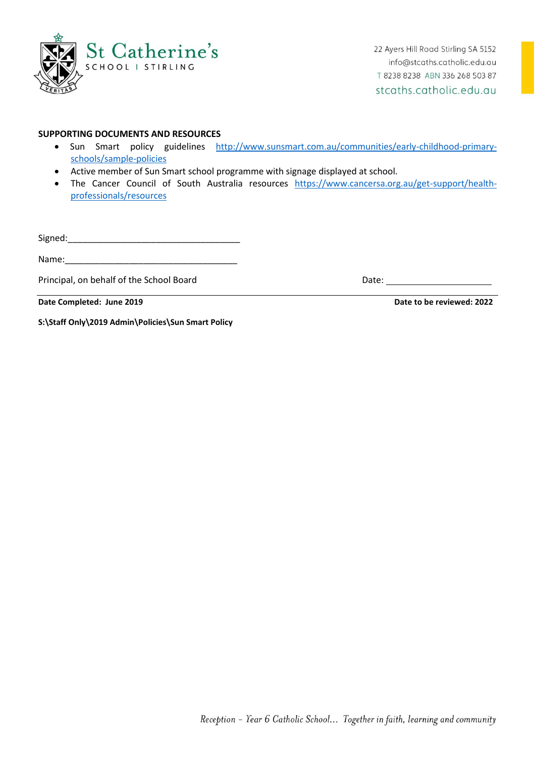**SUPPORTING DOCUMENTS AND RESOURCES**

- Sun Smart policy guidelines http://www.sunsmart.com.au/communities/early-childhood-primary-schools/sample-policies
- Active member of Sun Smart school programme with signage displayed at school.
- The Cancer Council of South Australia resources https://www.cancersa.org.au/get-support/health-professionals/resources

Signed:___________________________________

Name:___________________________________

Principal, on behalf of the School Board

Date: ______________________

**Date Completed: June 2019**

**Date to be reviewed: 2022**

**S:\Staff Only\2019 Admin\Policies\Sun Smart Policy**